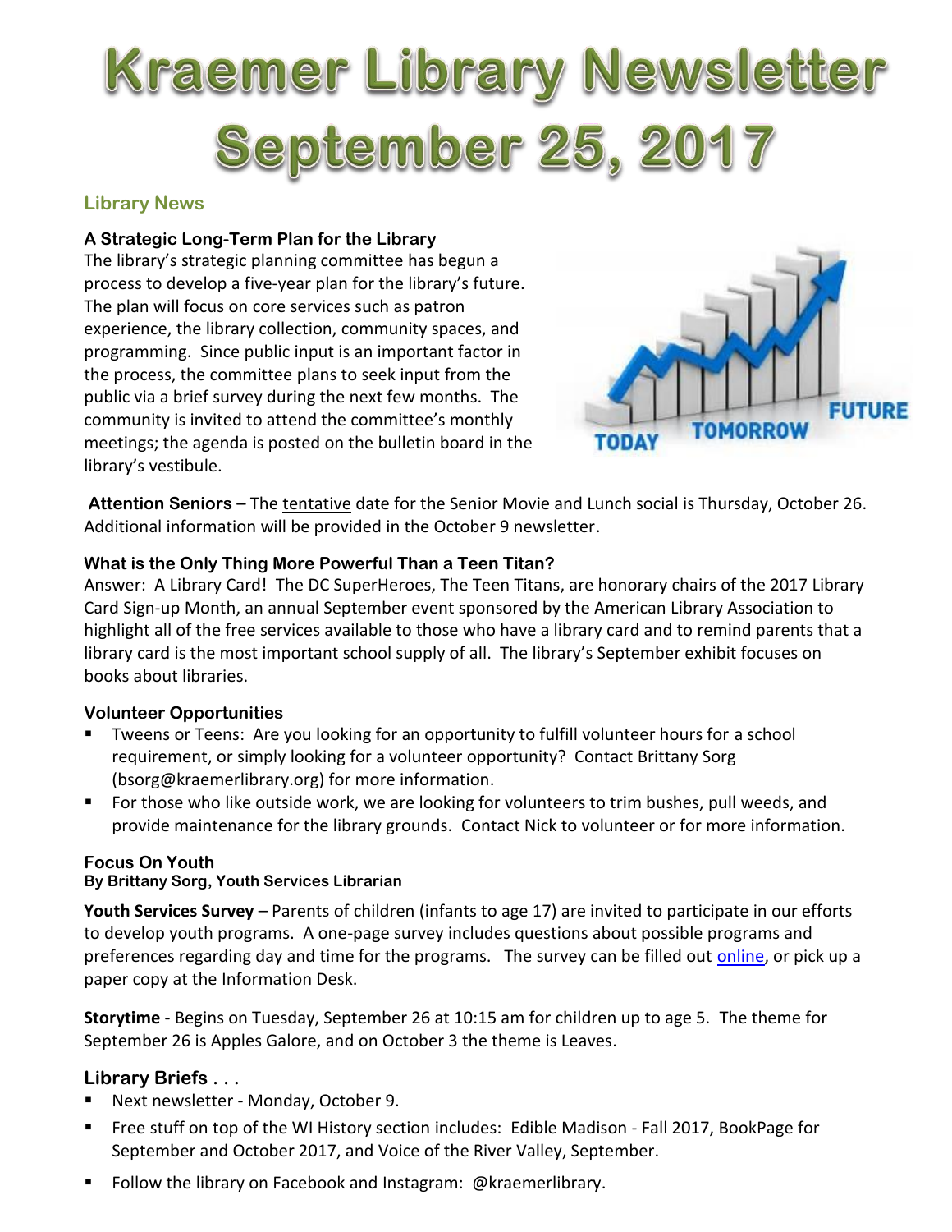# Kraemer Library Newsletter September 25, 2017

## Library News

### A Strategic Long-Term Plan for the Library

The library's strategic planning committee has begun a process to develop a five-year plan for the library's future. The plan will focus on core services such as patron experience, the library collection, community spaces, and programming. Since public input is an important factor in the process, the committee plans to seek input from the public via a brief survey during the next few months. The community is invited to attend the committee's monthly meetings; the agenda is posted on the bulletin board in the library's vestibule.

**Attention Seniors** – The tentative date for the Senior Movie and Lunch social is Thursday, October 26. Additional information will be provided in the October 9 newsletter.

### What is the Only Thing More Powerful Than a Teen Titan?

Answer: A Library Card! The DC SuperHeroes, The Teen Titans, are honorary chairs of the 2017 Library Card Sign-up Month, an annual September event sponsored by the American Library Association to highlight all of the free services available to those who have a library card and to remind parents that a library card is the most important school supply of all. The library's September exhibit focuses on books about libraries.

### Volunteer Opportunities

- Tweens or Teens: Are you looking for an opportunity to fulfill volunteer hours for a school requirement, or simply looking for a volunteer opportunity? Contact Brittany Sorg (bsorg@kraemerlibrary.org) for more information.
- For those who like outside work, we are looking for volunteers to trim bushes, pull weeds, and provide maintenance for the library grounds. Contact Nick to volunteer or for more information.

### Focus On Youth

**By Brittany Sorg, Youth Services Librarian**

**Youth Services Survey** – Parents of children (infants to age 17) are invited to participate in our efforts to develop youth programs. A one-page survey includes questions about possible programs and preferences regarding day and time for the programs. The survey can be filled out online, or pick up a paper copy at the Information Desk.

**Storytime** - Begins on Tuesday, September 26 at 10:15 am for children up to age 5. The theme for September 26 is Apples Galore, and on October 3 the theme is Leaves.

### Library Briefs . . .

- Next newsletter - Monday, October 9.
- Free stuff on top of the WI History section includes: Edible Madison - Fall 2017, BookPage for September and October 2017, and Voice of the River Valley, September.
- Follow the library on Facebook and Instagram: @kraemerlibrary.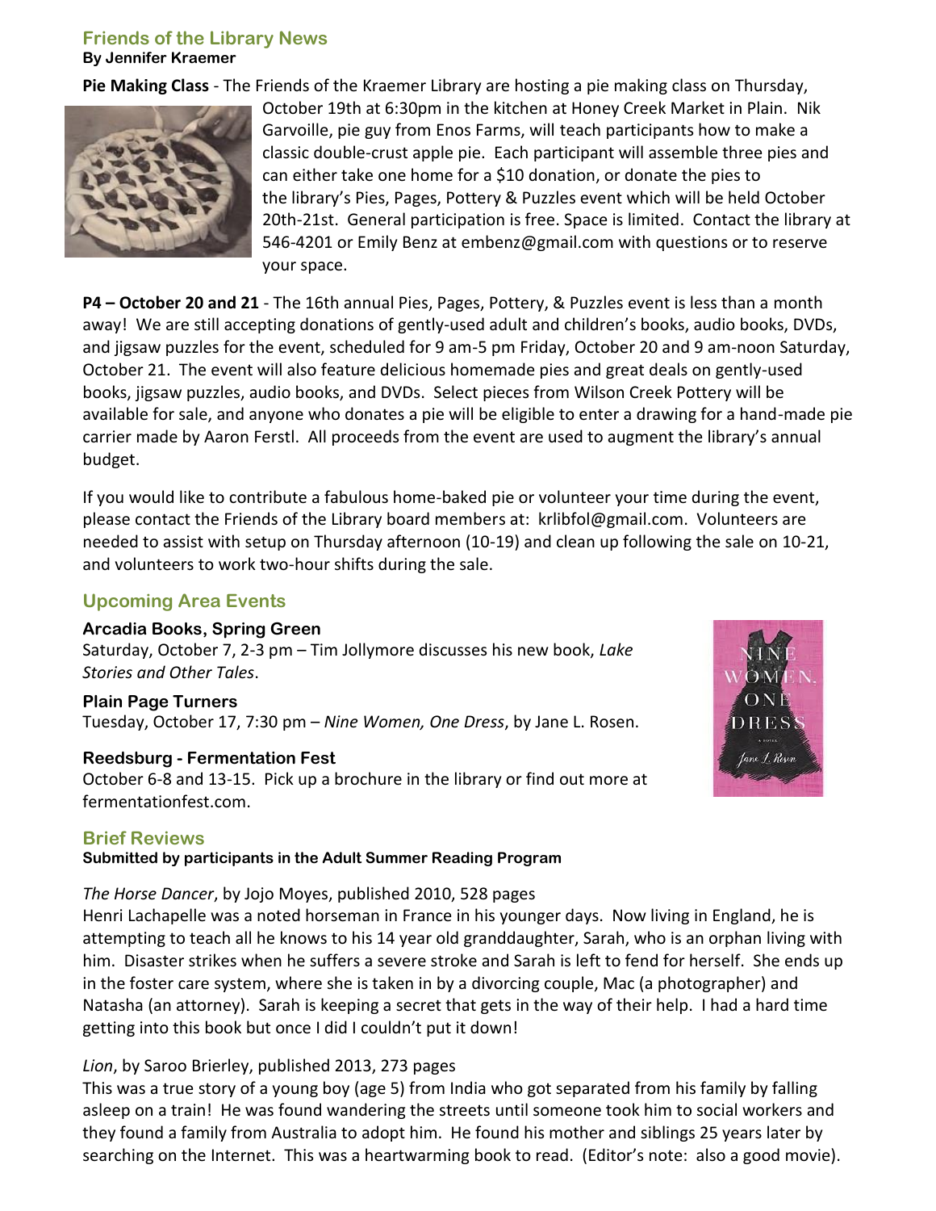## Friends of the Library News

**By Jennifer Kraemer**

**Pie Making Class** - The Friends of the Kraemer Library are hosting a pie making class on Thursday, October 19th at 6:30pm in the kitchen at Honey Creek Market in Plain. Nik Garvoille, pie guy from Enos Farms, will teach participants how to make a classic double-crust apple pie. Each participant will assemble three pies and can either take one home for a $10 donation, or donate the pies to the library's Pies, Pages, Pottery & Puzzles event which will be held October 20th-21st. General participation is free. Space is limited. Contact the library at 546-4201 or Emily Benz at embenz@gmail.com with questions or to reserve your space.

**P4 – October 20 and 21** - The 16th annual Pies, Pages, Pottery, & Puzzles event is less than a month away! We are still accepting donations of gently-used adult and children's books, audio books, DVDs, and jigsaw puzzles for the event, scheduled for 9 am-5 pm Friday, October 20 and 9 am-noon Saturday, October 21. The event will also feature delicious homemade pies and great deals on gently-used books, jigsaw puzzles, audio books, and DVDs. Select pieces from Wilson Creek Pottery will be available for sale, and anyone who donates a pie will be eligible to enter a drawing for a hand-made pie carrier made by Aaron Ferstl. All proceeds from the event are used to augment the library's annual budget.

If you would like to contribute a fabulous home-baked pie or volunteer your time during the event, please contact the Friends of the Library board members at: krlibfol@gmail.com. Volunteers are needed to assist with setup on Thursday afternoon (10-19) and clean up following the sale on 10-21, and volunteers to work two-hour shifts during the sale.

## Upcoming Area Events

**Arcadia Books, Spring Green**
Saturday, October 7, 2-3 pm – Tim Jollymore discusses his new book, *Lake Stories and Other Tales*.

**Plain Page Turners**
Tuesday, October 17, 7:30 pm – *Nine Women, One Dress*, by Jane L. Rosen.

**Reedsburg - Fermentation Fest**
October 6-8 and 13-15. Pick up a brochure in the library or find out more at fermentationfest.com.

## Brief Reviews

**Submitted by participants in the Adult Summer Reading Program**

*The Horse Dancer*, by Jojo Moyes, published 2010, 528 pages
Henri Lachapelle was a noted horseman in France in his younger days. Now living in England, he is attempting to teach all he knows to his 14 year old granddaughter, Sarah, who is an orphan living with him. Disaster strikes when he suffers a severe stroke and Sarah is left to fend for herself. She ends up in the foster care system, where she is taken in by a divorcing couple, Mac (a photographer) and Natasha (an attorney). Sarah is keeping a secret that gets in the way of their help. I had a hard time getting into this book but once I did I couldn't put it down!

*Lion*, by Saroo Brierley, published 2013, 273 pages
This was a true story of a young boy (age 5) from India who got separated from his family by falling asleep on a train! He was found wandering the streets until someone took him to social workers and they found a family from Australia to adopt him. He found his mother and siblings 25 years later by searching on the Internet. This was a heartwarming book to read. (Editor's note: also a good movie).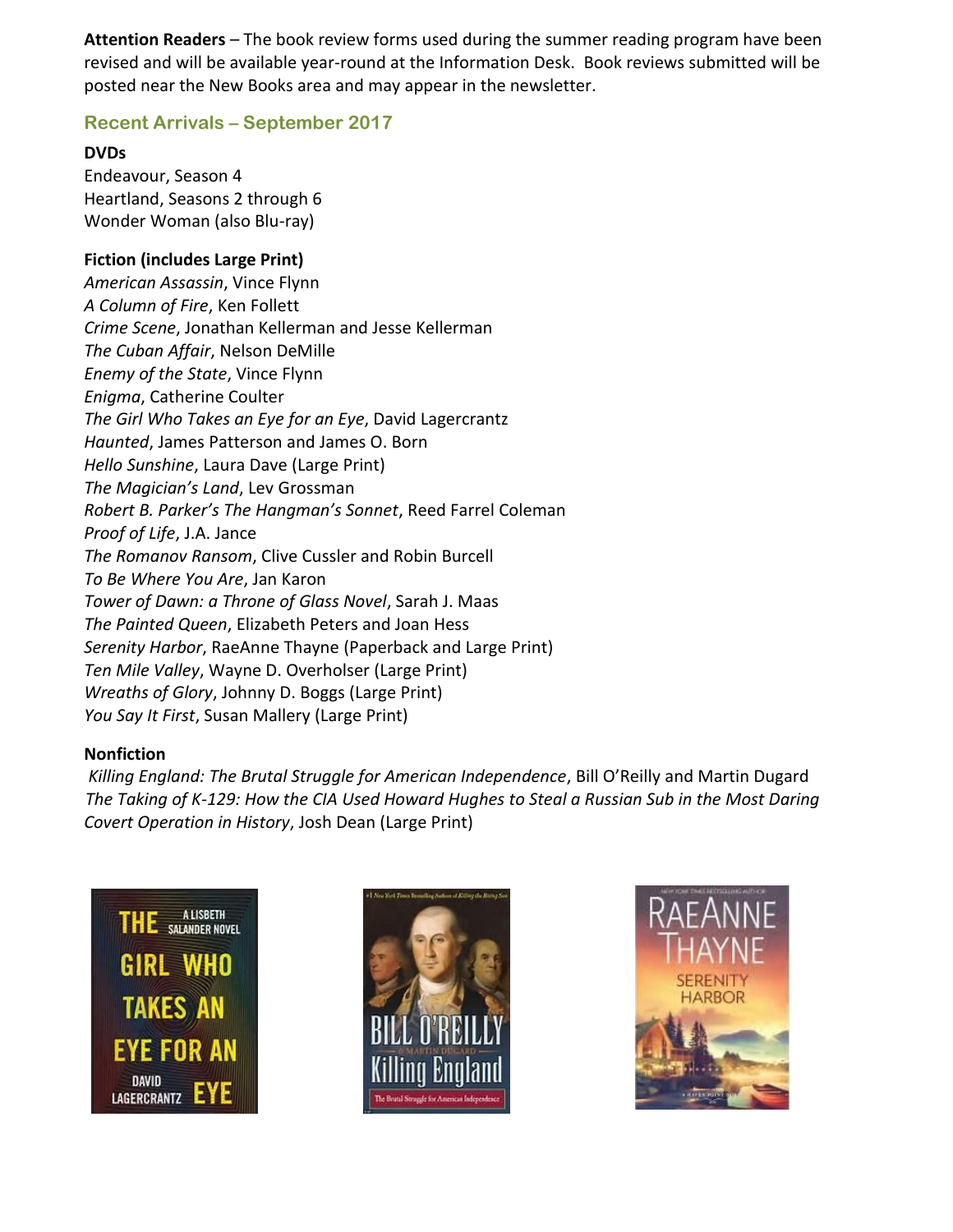**Attention Readers** – The book review forms used during the summer reading program have been revised and will be available year-round at the Information Desk. Book reviews submitted will be posted near the New Books area and may appear in the newsletter.

## Recent Arrivals – September 2017

**DVDs**

Endeavour, Season 4
Heartland, Seasons 2 through 6
Wonder Woman (also Blu-ray)

**Fiction (includes Large Print)**

*American Assassin*, Vince Flynn
*A Column of Fire*, Ken Follett
*Crime Scene*, Jonathan Kellerman and Jesse Kellerman
*The Cuban Affair*, Nelson DeMille
*Enemy of the State*, Vince Flynn
*Enigma*, Catherine Coulter
*The Girl Who Takes an Eye for an Eye*, David Lagercrantz
*Haunted*, James Patterson and James O. Born
*Hello Sunshine*, Laura Dave (Large Print)
*The Magician's Land*, Lev Grossman
*Robert B. Parker's The Hangman's Sonnet*, Reed Farrel Coleman
*Proof of Life*, J.A. Jance
*The Romanov Ransom*, Clive Cussler and Robin Burcell
*To Be Where You Are*, Jan Karon
*Tower of Dawn: a Throne of Glass Novel*, Sarah J. Maas
*The Painted Queen*, Elizabeth Peters and Joan Hess
*Serenity Harbor*, RaeAnne Thayne (Paperback and Large Print)
*Ten Mile Valley*, Wayne D. Overholser (Large Print)
*Wreaths of Glory*, Johnny D. Boggs (Large Print)
*You Say It First*, Susan Mallery (Large Print)

**Nonfiction**

*Killing England: The Brutal Struggle for American Independence*, Bill O'Reilly and Martin Dugard
*The Taking of K-129: How the CIA Used Howard Hughes to Steal a Russian Sub in the Most Daring Covert Operation in History*, Josh Dean (Large Print)